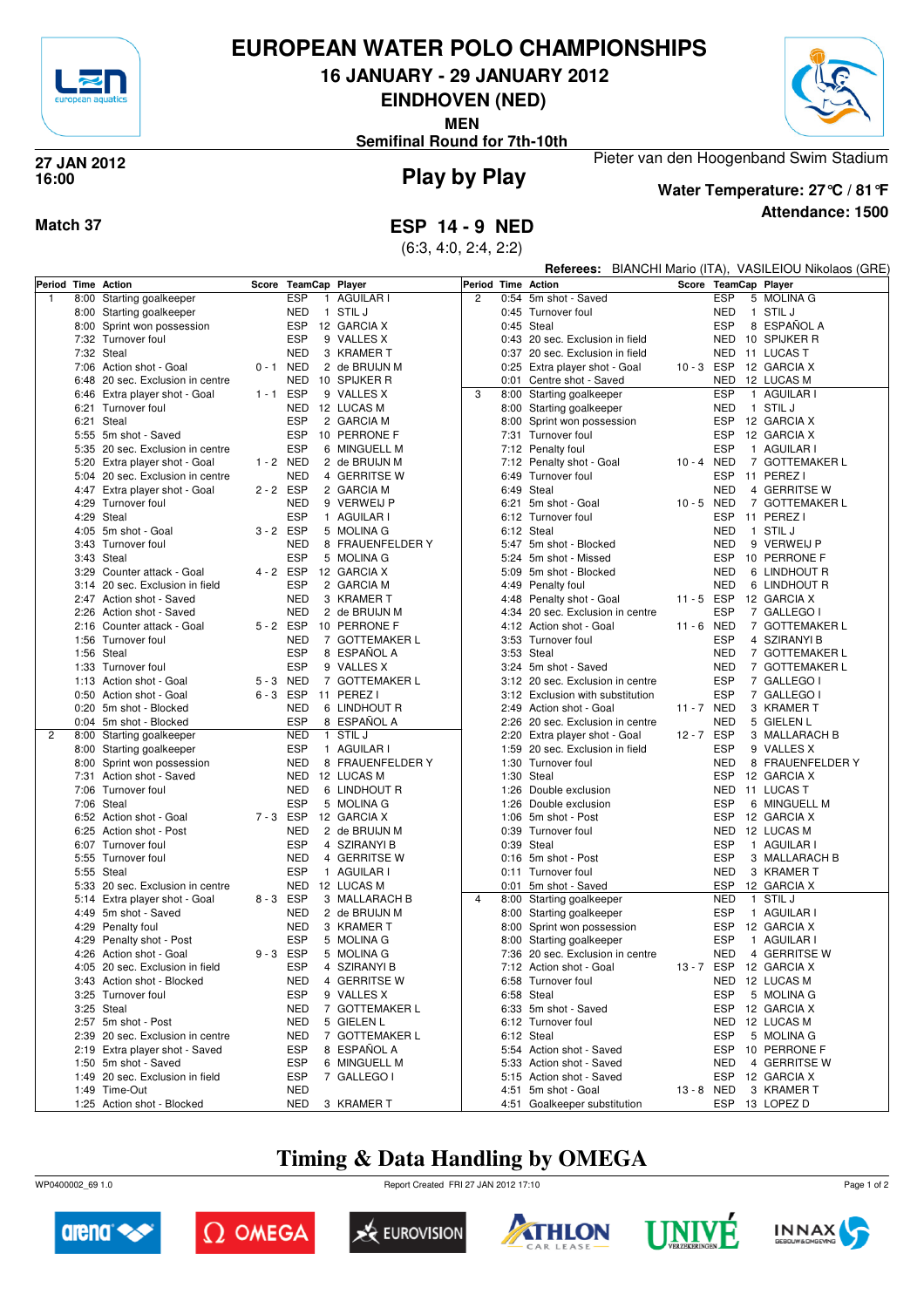# EUROPEAN WATER POLO CHAMPIONSHIPS

## 16 JANUARY - 29 JANUARY 2012

## EINDHOVEN (NED)

**MEN**

**Semifinal Round for 7th-10th**

27 JAN 2012
16:00

Pieter van den Hoogenband Swim Stadium

## Play by Play

**Water Temperature: 27°C / 81°F**

**Attendance: 1500**

**Match 37**

## ESP 14 - 9 NED

(6:3, 4:0, 2:4, 2:2)

**Referees:** BIANCHI Mario (ITA), VASILEIOU Nikolaos (GRE)

| Period | Time | Action | Score | TeamCap | Player |
|---|---|---|---|---|---|
| 1 | 8:00 | Starting goalkeeper | | ESP | 1 AGUILAR I |
| | 8:00 | Starting goalkeeper | | NED | 1 STIL J |
| | 8:00 | Sprint won possession | | ESP | 12 GARCIA X |
| | 7:32 | Turnover foul | | ESP | 9 VALLES X |
| | 7:32 | Steal | | NED | 3 KRAMER T |
| | 7:06 | Action shot - Goal | 0 - 1 | NED | 2 de BRUIJN M |
| | 6:48 | 20 sec. Exclusion in centre | | NED | 10 SPIJKER R |
| | 6:46 | Extra player shot - Goal | 1 - 1 | ESP | 9 VALLES X |
| | 6:21 | Turnover foul | | NED | 12 LUCAS M |
| | 6:21 | Steal | | ESP | 2 GARCIA M |
| | 5:55 | 5m shot - Saved | | ESP | 10 PERRONE F |
| | 5:35 | 20 sec. Exclusion in centre | | ESP | 6 MINGUELL M |
| | 5:20 | Extra player shot - Goal | 1 - 2 | NED | 2 de BRUIJN M |
| | 5:04 | 20 sec. Exclusion in centre | | NED | 4 GERRITSE W |
| | 4:47 | Extra player shot - Goal | 2 - 2 | ESP | 2 GARCIA M |
| | 4:29 | Turnover foul | | NED | 9 VERWEIJ P |
| | 4:29 | Steal | | ESP | 1 AGUILAR I |
| | 4:05 | 5m shot - Goal | 3 - 2 | ESP | 5 MOLINA G |
| | 3:43 | Turnover foul | | NED | 8 FRAUENFELDER Y |
| | 3:43 | Steal | | ESP | 5 MOLINA G |
| | 3:29 | Counter attack - Goal | 4 - 2 | ESP | 12 GARCIA X |
| | 3:14 | 20 sec. Exclusion in field | | ESP | 2 GARCIA M |
| | 2:47 | Action shot - Saved | | NED | 3 KRAMER T |
| | 2:26 | Action shot - Saved | | NED | 2 de BRUIJN M |
| | 2:16 | Counter attack - Goal | 5 - 2 | ESP | 10 PERRONE F |
| | 1:56 | Turnover foul | | NED | 7 GOTTEMAKER L |
| | 1:56 | Steal | | ESP | 8 ESPAÑOL A |
| | 1:33 | Turnover foul | | ESP | 9 VALLES X |
| | 1:13 | Action shot - Goal | 5 - 3 | NED | 7 GOTTEMAKER L |
| | 0:50 | Action shot - Goal | 6 - 3 | ESP | 11 PEREZ I |
| | 0:20 | 5m shot - Blocked | | NED | 6 LINDHOUT R |
| | 0:04 | 5m shot - Blocked | | ESP | 8 ESPAÑOL A |
| 2 | 8:00 | Starting goalkeeper | | NED | 1 STIL J |
| | 8:00 | Starting goalkeeper | | ESP | 1 AGUILAR I |
| | 8:00 | Sprint won possession | | NED | 8 FRAUENFELDER Y |
| | 7:31 | Action shot - Saved | | NED | 12 LUCAS M |
| | 7:06 | Turnover foul | | NED | 6 LINDHOUT R |
| | 7:06 | Steal | | ESP | 5 MOLINA G |
| | 6:52 | Action shot - Goal | 7 - 3 | ESP | 12 GARCIA X |
| | 6:25 | Action shot - Post | | NED | 2 de BRUIJN M |
| | 6:07 | Turnover foul | | ESP | 4 SZIRANYI B |
| | 5:55 | Turnover foul | | NED | 4 GERRITSE W |
| | 5:55 | Steal | | ESP | 1 AGUILAR I |
| | 5:33 | 20 sec. Exclusion in centre | | NED | 12 LUCAS M |
| | 5:14 | Extra player shot - Goal | 8 - 3 | ESP | 3 MALLARACH B |
| | 4:49 | 5m shot - Saved | | NED | 2 de BRUIJN M |
| | 4:29 | Penalty foul | | NED | 3 KRAMER T |
| | 4:29 | Penalty shot - Post | | ESP | 5 MOLINA G |
| | 4:26 | Action shot - Goal | 9 - 3 | ESP | 5 MOLINA G |
| | 4:05 | 20 sec. Exclusion in field | | ESP | 4 SZIRANYI B |
| | 3:43 | Action shot - Blocked | | NED | 4 GERRITSE W |
| | 3:25 | Turnover foul | | ESP | 9 VALLES X |
| | 3:25 | Steal | | NED | 7 GOTTEMAKER L |
| | 2:57 | 5m shot - Post | | NED | 5 GIELEN L |
| | 2:39 | 20 sec. Exclusion in centre | | NED | 7 GOTTEMAKER L |
| | 2:19 | Extra player shot - Saved | | ESP | 8 ESPAÑOL A |
| | 1:50 | 5m shot - Saved | | ESP | 6 MINGUELL M |
| | 1:49 | 20 sec. Exclusion in field | | ESP | 7 GALLEGO I |
| | 1:49 | Time-Out | | NED | |
| | 1:25 | Action shot - Blocked | | NED | 3 KRAMER T |
| 2 | 0:54 | 5m shot - Saved | | ESP | 5 MOLINA G |
| | 0:45 | Turnover foul | | NED | 1 STIL J |
| | 0:45 | Steal | | ESP | 8 ESPAÑOL A |
| | 0:43 | 20 sec. Exclusion in field | | NED | 10 SPIJKER R |
| | 0:37 | 20 sec. Exclusion in field | | NED | 11 LUCAS T |
| | 0:25 | Extra player shot - Goal | 10 - 3 | ESP | 12 GARCIA X |
| | 0:01 | Centre shot - Saved | | NED | 12 LUCAS M |
| 3 | 8:00 | Starting goalkeeper | | ESP | 1 AGUILAR I |
| | 8:00 | Starting goalkeeper | | NED | 1 STIL J |
| | 8:00 | Sprint won possession | | ESP | 12 GARCIA X |
| | 7:31 | Turnover foul | | ESP | 12 GARCIA X |
| | 7:12 | Penalty foul | | ESP | 1 AGUILAR I |
| | 7:12 | Penalty shot - Goal | 10 - 4 | NED | 7 GOTTEMAKER L |
| | 6:49 | Turnover foul | | ESP | 11 PEREZ I |
| | 6:49 | Steal | | NED | 4 GERRITSE W |
| | 6:21 | 5m shot - Goal | 10 - 5 | NED | 7 GOTTEMAKER L |
| | 6:12 | Turnover foul | | ESP | 11 PEREZ I |
| | 6:12 | Steal | | NED | 1 STIL J |
| | 5:47 | 5m shot - Blocked | | NED | 9 VERWEIJ P |
| | 5:24 | 5m shot - Missed | | ESP | 10 PERRONE F |
| | 5:09 | 5m shot - Blocked | | NED | 6 LINDHOUT R |
| | 4:49 | Penalty foul | | NED | 6 LINDHOUT R |
| | 4:48 | Penalty shot - Goal | 11 - 5 | ESP | 12 GARCIA X |
| | 4:34 | 20 sec. Exclusion in centre | | ESP | 7 GALLEGO I |
| | 4:12 | Action shot - Goal | 11 - 6 | NED | 7 GOTTEMAKER L |
| | 3:53 | Turnover foul | | ESP | 4 SZIRANYI B |
| | 3:53 | Steal | | NED | 7 GOTTEMAKER L |
| | 3:24 | 5m shot - Saved | | NED | 7 GOTTEMAKER L |
| | 3:12 | 20 sec. Exclusion in centre | | ESP | 7 GALLEGO I |
| | 3:12 | Exclusion with substitution | | ESP | 7 GALLEGO I |
| | 2:49 | Action shot - Goal | 11 - 7 | NED | 3 KRAMER T |
| | 2:26 | 20 sec. Exclusion in centre | | NED | 5 GIELEN L |
| | 2:20 | Extra player shot - Goal | 12 - 7 | ESP | 3 MALLARACH B |
| | 1:59 | 20 sec. Exclusion in field | | ESP | 9 VALLES X |
| | 1:30 | Turnover foul | | NED | 8 FRAUENFELDER Y |
| | 1:30 | Steal | | ESP | 12 GARCIA X |
| | 1:26 | Double exclusion | | NED | 11 LUCAS T |
| | 1:26 | Double exclusion | | ESP | 6 MINGUELL M |
| | 1:06 | 5m shot - Post | | ESP | 12 GARCIA X |
| | 0:39 | Turnover foul | | NED | 12 LUCAS M |
| | 0:39 | Steal | | ESP | 1 AGUILAR I |
| | 0:16 | 5m shot - Post | | ESP | 3 MALLARACH B |
| | 0:11 | Turnover foul | | NED | 3 KRAMER T |
| | 0:01 | 5m shot - Saved | | ESP | 12 GARCIA X |
| 4 | 8:00 | Starting goalkeeper | | NED | 1 STIL J |
| | 8:00 | Starting goalkeeper | | ESP | 1 AGUILAR I |
| | 8:00 | Sprint won possession | | ESP | 12 GARCIA X |
| | 8:00 | Starting goalkeeper | | ESP | 1 AGUILAR I |
| | 7:36 | 20 sec. Exclusion in centre | | NED | 4 GERRITSE W |
| | 7:12 | Action shot - Goal | 13 - 7 | ESP | 12 GARCIA X |
| | 6:58 | Turnover foul | | NED | 12 LUCAS M |
| | 6:58 | Steal | | ESP | 5 MOLINA G |
| | 6:33 | 5m shot - Saved | | ESP | 12 GARCIA X |
| | 6:12 | Turnover foul | | NED | 12 LUCAS M |
| | 6:12 | Steal | | ESP | 5 MOLINA G |
| | 5:54 | Action shot - Saved | | ESP | 10 PERRONE F |
| | 5:33 | Action shot - Saved | | NED | 4 GERRITSE W |
| | 5:15 | Action shot - Saved | | ESP | 12 GARCIA X |
| | 4:51 | 5m shot - Goal | 13 - 8 | NED | 3 KRAMER T |
| | 4:51 | Goalkeeper substitution | | ESP | 13 LOPEZ D |

## Timing & Data Handling by OMEGA

WP0400002_69 1.0 Report Created FRI 27 JAN 2012 17:10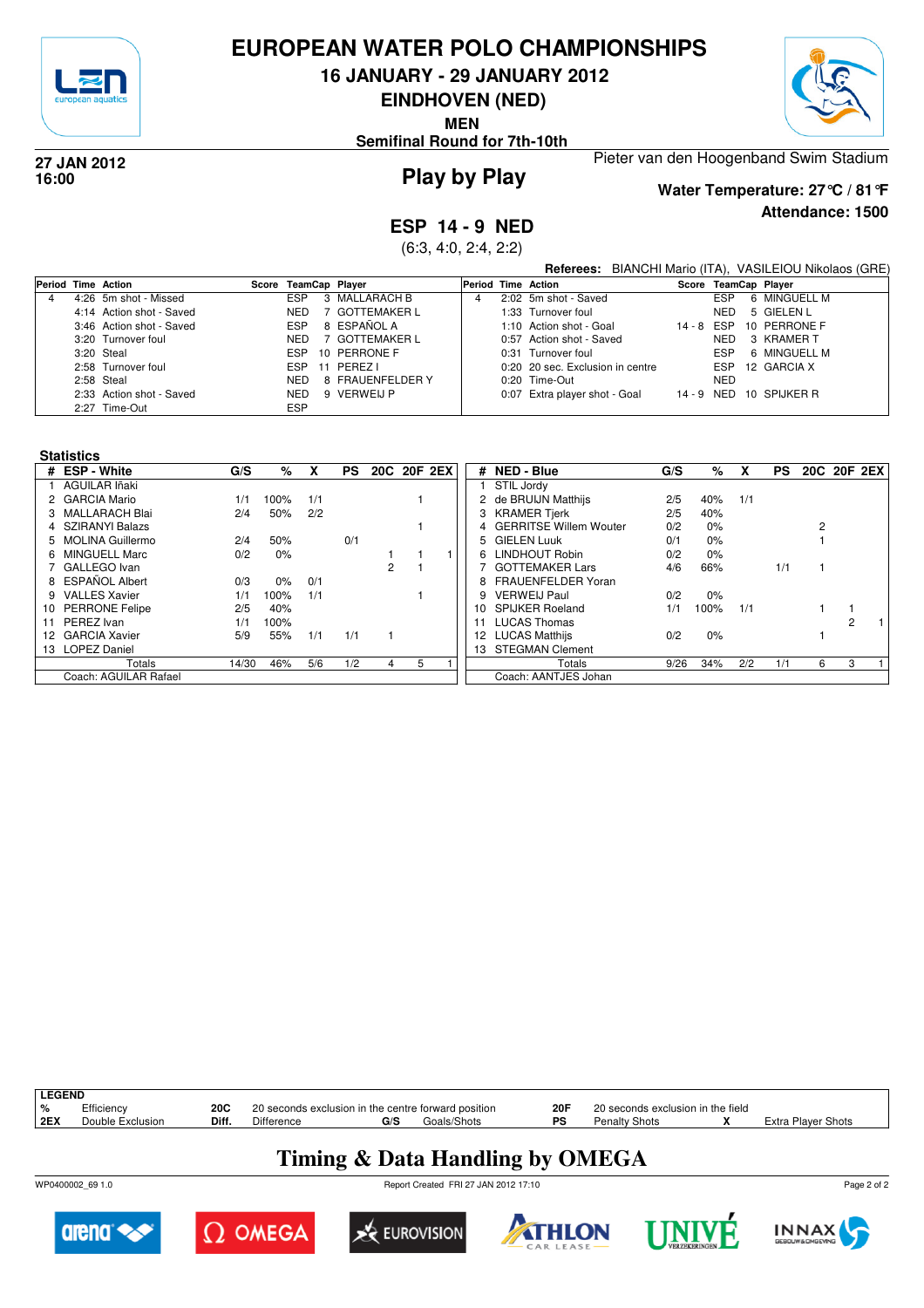# EUROPEAN WATER POLO CHAMPIONSHIPS

## 16 JANUARY - 29 JANUARY 2012

## EINDHOVEN (NED)

**MEN**

**Semifinal Round for 7th-10th**

**27 JAN 2012**
**16:00**

## Play by Play

Pieter van den Hoogenband Swim Stadium

**Water Temperature: 27°C / 81°F**

**Attendance: 1500**

## ESP 14 - 9 NED

(6:3, 4:0, 2:4, 2:2)

**Referees:** BIANCHI Mario (ITA), VASILEIOU Nikolaos (GRE)

| Period | Time | Action | Score | TeamCap | Player |
|---|---|---|---|---|---|
| 4 | 4:26 | 5m shot - Missed | | ESP 3 | MALLARACH B |
| | 4:14 | Action shot - Saved | | NED 7 | GOTTEMAKER L |
| | 3:46 | Action shot - Saved | | ESP 8 | ESPAÑOL A |
| | 3:20 | Turnover foul | | NED 7 | GOTTEMAKER L |
| | 3:20 | Steal | | ESP 10 | PERRONE F |
| | 2:58 | Turnover foul | | ESP 11 | PEREZ I |
| | 2:58 | Steal | | NED 8 | FRAUENFELDER Y |
| | 2:33 | Action shot - Saved | | NED 9 | VERWEIJ P |
| | 2:27 | Time-Out | | ESP | |
| 4 | 2:02 | 5m shot - Saved | | ESP 6 | MINGUELL M |
| | 1:33 | Turnover foul | | NED 5 | GIELEN L |
| | 1:10 | Action shot - Goal | 14 - 8 | ESP 10 | PERRONE F |
| | 0:57 | Action shot - Saved | | NED 3 | KRAMER T |
| | 0:31 | Turnover foul | | ESP 6 | MINGUELL M |
| | 0:20 | 20 sec. Exclusion in centre | | ESP 12 | GARCIA X |
| | 0:20 | Time-Out | | NED | |
| | 0:07 | Extra player shot - Goal | 14 - 9 | NED 10 | SPIJKER R |

### Statistics

| # | ESP - White | G/S | % | X | PS | 20C | 20F | 2EX |
|---|---|---|---|---|---|---|---|---|
| 1 | AGUILAR Iñaki | | | | | | | |
| 2 | GARCIA Mario | 1/1 | 100% | 1/1 | | | 1 | |
| 3 | MALLARACH Blai | 2/4 | 50% | 2/2 | | | | |
| 4 | SZIRANYI Balazs | | | | | | 1 | |
| 5 | MOLINA Guillermo | 2/4 | 50% | | 0/1 | | | |
| 6 | MINGUELL Marc | 0/2 | 0% | | | 1 | 1 | 1 |
| 7 | GALLEGO Ivan | | | | | 2 | 1 | |
| 8 | ESPAÑOL Albert | 0/3 | 0% | 0/1 | | | | |
| 9 | VALLES Xavier | 1/1 | 100% | 1/1 | | | 1 | |
| 10 | PERRONE Felipe | 2/5 | 40% | | | | | |
| 11 | PEREZ Ivan | 1/1 | 100% | | | | | |
| 12 | GARCIA Xavier | 5/9 | 55% | 1/1 | 1/1 | 1 | | |
| 13 | LOPEZ Daniel | | | | | | | |
| | Totals | 14/30 | 46% | 5/6 | 1/2 | 4 | 5 | 1 |
| | Coach: AGUILAR Rafael | | | | | | | |

| # | NED - Blue | G/S | % | X | PS | 20C | 20F | 2EX |
|---|---|---|---|---|---|---|---|---|
| 1 | STIL Jordy | | | | | | | |
| 2 | de BRUIJN Matthijs | 2/5 | 40% | 1/1 | | | | |
| 3 | KRAMER Tjerk | 2/5 | 40% | | | | | |
| 4 | GERRITSE Willem Wouter | 0/2 | 0% | | | 2 | | |
| 5 | GIELEN Luuk | 0/1 | 0% | | | 1 | | |
| 6 | LINDHOUT Robin | 0/2 | 0% | | | | | |
| 7 | GOTTEMAKER Lars | 4/6 | 66% | | 1/1 | 1 | | |
| 8 | FRAUENFELDER Yoran | | | | | | | |
| 9 | VERWEIJ Paul | 0/2 | 0% | | | | | |
| 10 | SPIJKER Roeland | 1/1 | 100% | 1/1 | | 1 | 1 | |
| 11 | LUCAS Thomas | | | | | | 2 | 1 |
| 12 | LUCAS Matthijs | 0/2 | 0% | | | 1 | | |
| 13 | STEGMAN Clement | | | | | | | |
| | Totals | 9/26 | 34% | 2/2 | 1/1 | 6 | 3 | 1 |
| | Coach: AANTJES Johan | | | | | | | |

**LEGEND**

| | | | | | | | |
|---|---|---|---|---|---|---|---|
| % | Efficiency | 20C | 20 seconds exclusion in the centre forward position | | 20F | 20 seconds exclusion in the field | |
| 2EX | Double Exclusion | Diff. | Difference | G/S Goals/Shots | PS | Penalty Shots | X Extra Player Shots |

## Timing & Data Handling by OMEGA

WP0400002_69 1.0 Report Created FRI 27 JAN 2012 17:10